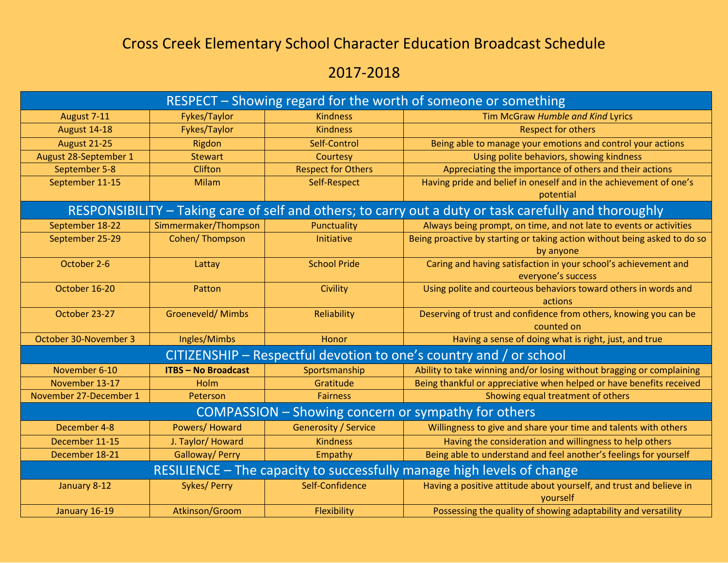# Cross Creek Elementary School Character Education Broadcast Schedule

# 2017-2018

| RESPECT – Showing regard for the worth of someone or something | | | |
|---|---|---|---|
| August 7-11 | Fykes/Taylor | Kindness | Tim McGraw *Humble and Kind* Lyrics |
| August 14-18 | Fykes/Taylor | Kindness | Respect for others |
| August 21-25 | Rigdon | Self-Control | Being able to manage your emotions and control your actions |
| August 28-September 1 | Stewart | Courtesy | Using polite behaviors, showing kindness |
| September 5-8 | Clifton | Respect for Others | Appreciating the importance of others and their actions |
| September 11-15 | Milam | Self-Respect | Having pride and belief in oneself and in the achievement of one's potential |
| **RESPONSIBILITY – Taking care of self and others; to carry out a duty or task carefully and thoroughly** | | | |
| September 18-22 | Simmermaker/Thompson | Punctuality | Always being prompt, on time, and not late to events or activities |
| September 25-29 | Cohen/ Thompson | Initiative | Being proactive by starting or taking action without being asked to do so by anyone |
| October 2-6 | Lattay | School Pride | Caring and having satisfaction in your school's achievement and everyone's success |
| October 16-20 | Patton | Civility | Using polite and courteous behaviors toward others in words and actions |
| October 23-27 | Groeneveld/ Mimbs | Reliability | Deserving of trust and confidence from others, knowing you can be counted on |
| October 30-November 3 | Ingles/Mimbs | Honor | Having a sense of doing what is right, just, and true |
| **CITIZENSHIP – Respectful devotion to one's country and / or school** | | | |
| November 6-10 | **ITBS – No Broadcast** | Sportsmanship | Ability to take winning and/or losing without bragging or complaining |
| November 13-17 | Holm | Gratitude | Being thankful or appreciative when helped or have benefits received |
| November 27-December 1 | Peterson | Fairness | Showing equal treatment of others |
| **COMPASSION – Showing concern or sympathy for others** | | | |
| December 4-8 | Powers/ Howard | Generosity / Service | Willingness to give and share your time and talents with others |
| December 11-15 | J. Taylor/ Howard | Kindness | Having the consideration and willingness to help others |
| December 18-21 | Galloway/ Perry | Empathy | Being able to understand and feel another's feelings for yourself |
| **RESILIENCE – The capacity to successfully manage high levels of change** | | | |
| January 8-12 | Sykes/ Perry | Self-Confidence | Having a positive attitude about yourself, and trust and believe in yourself |
| January 16-19 | Atkinson/Groom | Flexibility | Possessing the quality of showing adaptability and versatility |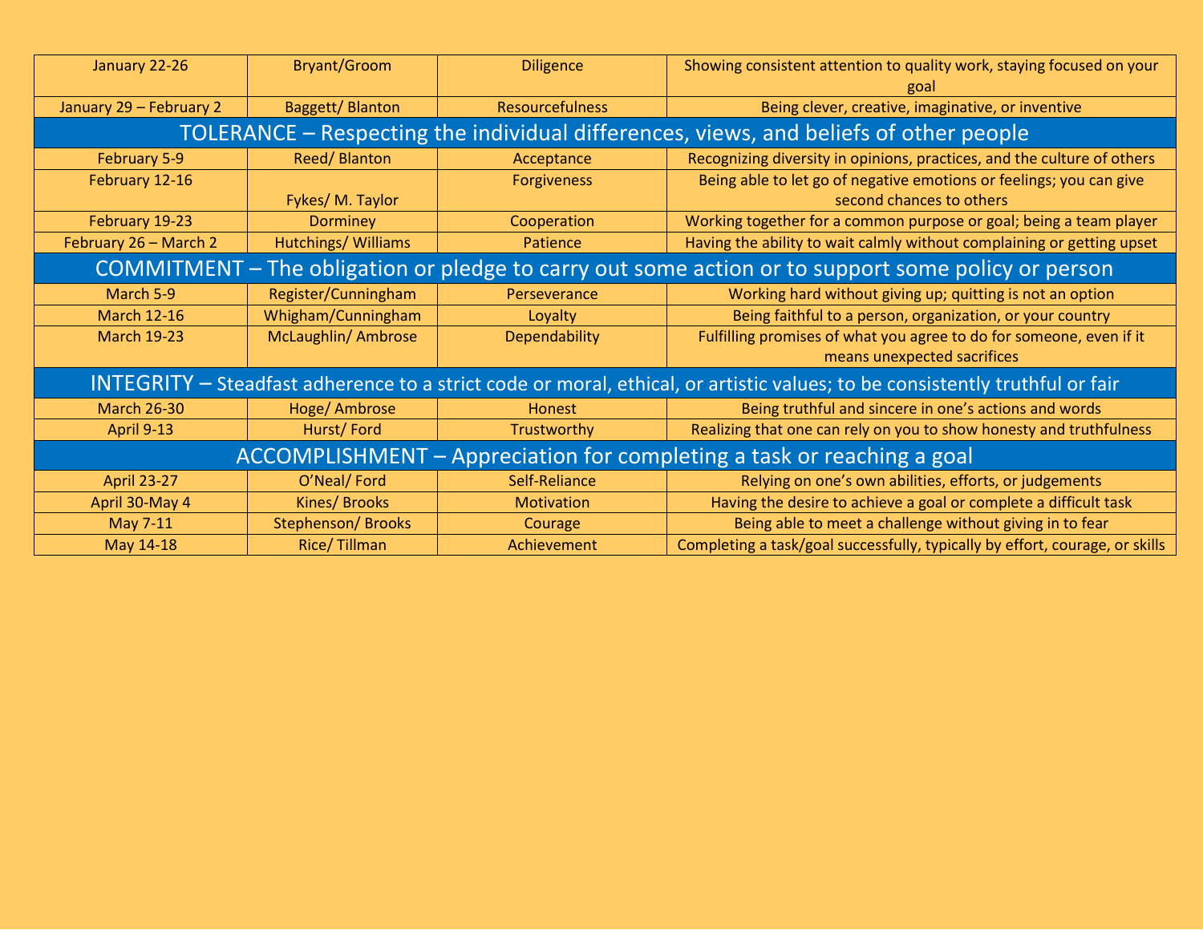| | | | |
|---|---|---|---|
| January 22-26 | Bryant/Groom | Diligence | Showing consistent attention to quality work, staying focused on your goal |
| January 29 – February 2 | Baggett/ Blanton | Resourcefulness | Being clever, creative, imaginative, or inventive |
| **TOLERANCE – Respecting the individual differences, views, and beliefs of other people** | | | |
| February 5-9 | Reed/ Blanton | Acceptance | Recognizing diversity in opinions, practices, and the culture of others |
| February 12-16 | Fykes/ M. Taylor | Forgiveness | Being able to let go of negative emotions or feelings; you can give second chances to others |
| February 19-23 | Dorminey | Cooperation | Working together for a common purpose or goal; being a team player |
| February 26 – March 2 | Hutchings/ Williams | Patience | Having the ability to wait calmly without complaining or getting upset |
| **COMMITMENT – The obligation or pledge to carry out some action or to support some policy or person** | | | |
| March 5-9 | Register/Cunningham | Perseverance | Working hard without giving up; quitting is not an option |
| March 12-16 | Whigham/Cunningham | Loyalty | Being faithful to a person, organization, or your country |
| March 19-23 | McLaughlin/ Ambrose | Dependability | Fulfilling promises of what you agree to do for someone, even if it means unexpected sacrifices |
| **INTEGRITY – Steadfast adherence to a strict code or moral, ethical, or artistic values; to be consistently truthful or fair** | | | |
| March 26-30 | Hoge/ Ambrose | Honest | Being truthful and sincere in one's actions and words |
| April 9-13 | Hurst/ Ford | Trustworthy | Realizing that one can rely on you to show honesty and truthfulness |
| **ACCOMPLISHMENT – Appreciation for completing a task or reaching a goal** | | | |
| April 23-27 | O'Neal/ Ford | Self-Reliance | Relying on one's own abilities, efforts, or judgements |
| April 30-May 4 | Kines/ Brooks | Motivation | Having the desire to achieve a goal or complete a difficult task |
| May 7-11 | Stephenson/ Brooks | Courage | Being able to meet a challenge without giving in to fear |
| May 14-18 | Rice/ Tillman | Achievement | Completing a task/goal successfully, typically by effort, courage, or skills |